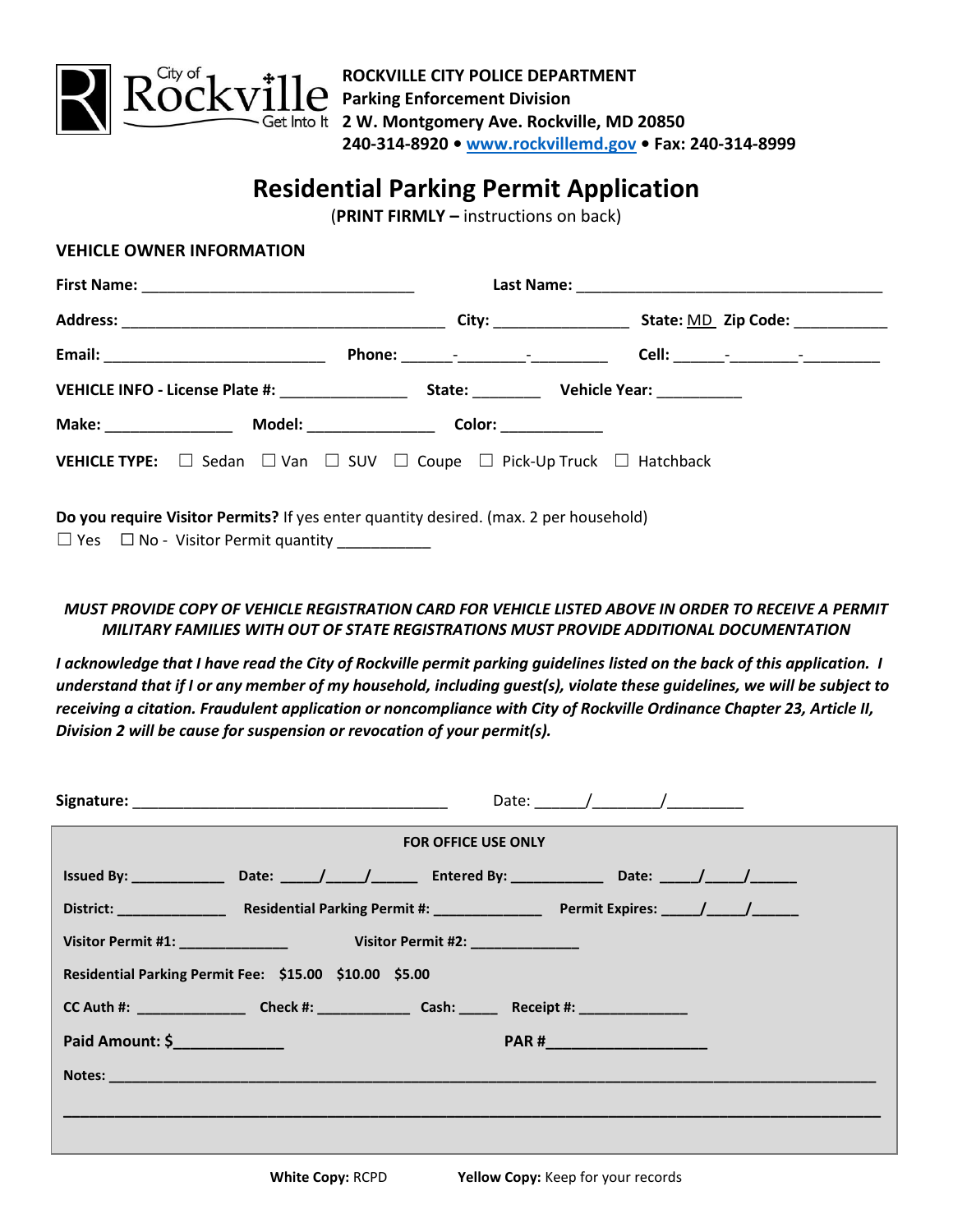City of Rockville — Get Into It

**ROCKVILLE CITY POLICE DEPARTMENT**
**Parking Enforcement Division**
**2 W. Montgomery Ave. Rockville, MD 20850**
**240-314-8920 • www.rockvillemd.gov • Fax: 240-314-8999**

# Residential Parking Permit Application

(**PRINT FIRMLY –** instructions on back)

## VEHICLE OWNER INFORMATION

**First Name:** ______________________________ **Last Name:** __________________________________

**Address:** ____________________________________ **City:** _______________ **State:** MD **Zip Code:** __________

**Email:** _________________________ **Phone:** ______-________-_________ **Cell:** ______-________-_________

**VEHICLE INFO - License Plate #:** ______________ **State:** ________ **Vehicle Year:** __________

**Make:** _______________ **Model:** _______________ **Color:** ____________

**VEHICLE TYPE:** ☐ Sedan ☐ Van ☐ SUV ☐ Coupe ☐ Pick-Up Truck ☐ Hatchback

**Do you require Visitor Permits?** If yes enter quantity desired. (max. 2 per household)
☐ Yes ☐ No - Visitor Permit quantity ___________

***MUST PROVIDE COPY OF VEHICLE REGISTRATION CARD FOR VEHICLE LISTED ABOVE IN ORDER TO RECEIVE A PERMIT***
***MILITARY FAMILIES WITH OUT OF STATE REGISTRATIONS MUST PROVIDE ADDITIONAL DOCUMENTATION***

***I acknowledge that I have read the City of Rockville permit parking guidelines listed on the back of this application. I understand that if I or any member of my household, including guest(s), violate these guidelines, we will be subject to receiving a citation. Fraudulent application or noncompliance with City of Rockville Ordinance Chapter 23, Article II, Division 2 will be cause for suspension or revocation of your permit(s).***

**Signature:** ____________________________________ Date: ______/_______/_________

---

**FOR OFFICE USE ONLY**

**Issued By:** ___________ **Date:** _____/_____/______ **Entered By:** ___________ **Date:** _____/_____/______

**District:** _____________ **Residential Parking Permit #:** _____________ **Permit Expires:** _____/_____/______

**Visitor Permit #1:** _____________ **Visitor Permit #2:** _____________

**Residential Parking Permit Fee: $15.00 $10.00 $5.00**

**CC Auth #:** _____________ **Check #:** ___________ **Cash:** _____ **Receipt #:** _____________

**Paid Amount: $**_____________ **PAR #**___________________

**Notes:** ______________________________________________________________________________

______________________________________________________________________________________

---

**White Copy:** RCPD **Yellow Copy:** Keep for your records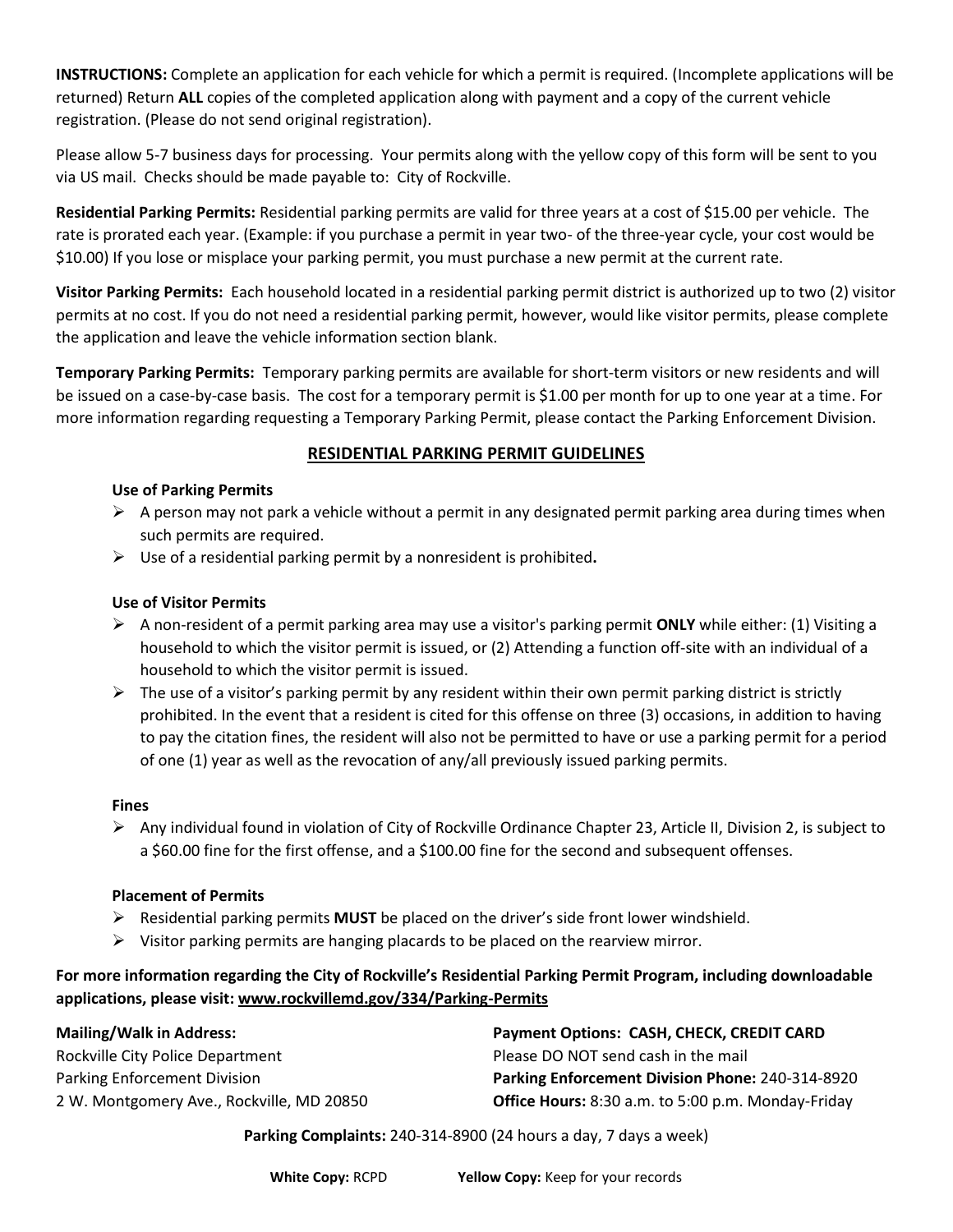**INSTRUCTIONS:** Complete an application for each vehicle for which a permit is required. (Incomplete applications will be returned) Return **ALL** copies of the completed application along with payment and a copy of the current vehicle registration. (Please do not send original registration).

Please allow 5-7 business days for processing. Your permits along with the yellow copy of this form will be sent to you via US mail. Checks should be made payable to: City of Rockville.

**Residential Parking Permits:** Residential parking permits are valid for three years at a cost of $15.00 per vehicle. The rate is prorated each year. (Example: if you purchase a permit in year two- of the three-year cycle, your cost would be $10.00) If you lose or misplace your parking permit, you must purchase a new permit at the current rate.

**Visitor Parking Permits:** Each household located in a residential parking permit district is authorized up to two (2) visitor permits at no cost. If you do not need a residential parking permit, however, would like visitor permits, please complete the application and leave the vehicle information section blank.

**Temporary Parking Permits:** Temporary parking permits are available for short-term visitors or new residents and will be issued on a case-by-case basis. The cost for a temporary permit is $1.00 per month for up to one year at a time. For more information regarding requesting a Temporary Parking Permit, please contact the Parking Enforcement Division.

## RESIDENTIAL PARKING PERMIT GUIDELINES

### Use of Parking Permits

- A person may not park a vehicle without a permit in any designated permit parking area during times when such permits are required.
- Use of a residential parking permit by a nonresident is prohibited**.**

### Use of Visitor Permits

- A non-resident of a permit parking area may use a visitor's parking permit **ONLY** while either: (1) Visiting a household to which the visitor permit is issued, or (2) Attending a function off-site with an individual of a household to which the visitor permit is issued.
- The use of a visitor's parking permit by any resident within their own permit parking district is strictly prohibited. In the event that a resident is cited for this offense on three (3) occasions, in addition to having to pay the citation fines, the resident will also not be permitted to have or use a parking permit for a period of one (1) year as well as the revocation of any/all previously issued parking permits.

### Fines

- Any individual found in violation of City of Rockville Ordinance Chapter 23, Article II, Division 2, is subject to a $60.00 fine for the first offense, and a $100.00 fine for the second and subsequent offenses.

### Placement of Permits

- Residential parking permits **MUST** be placed on the driver's side front lower windshield.
- Visitor parking permits are hanging placards to be placed on the rearview mirror.

**For more information regarding the City of Rockville's Residential Parking Permit Program, including downloadable applications, please visit: www.rockvillemd.gov/334/Parking-Permits**

**Mailing/Walk in Address:**
Rockville City Police Department
Parking Enforcement Division
2 W. Montgomery Ave., Rockville, MD 20850

**Payment Options: CASH, CHECK, CREDIT CARD**
Please DO NOT send cash in the mail
**Parking Enforcement Division Phone:** 240-314-8920
**Office Hours:** 8:30 a.m. to 5:00 p.m. Monday-Friday

**Parking Complaints:** 240-314-8900 (24 hours a day, 7 days a week)

**White Copy:** RCPD **Yellow Copy:** Keep for your records